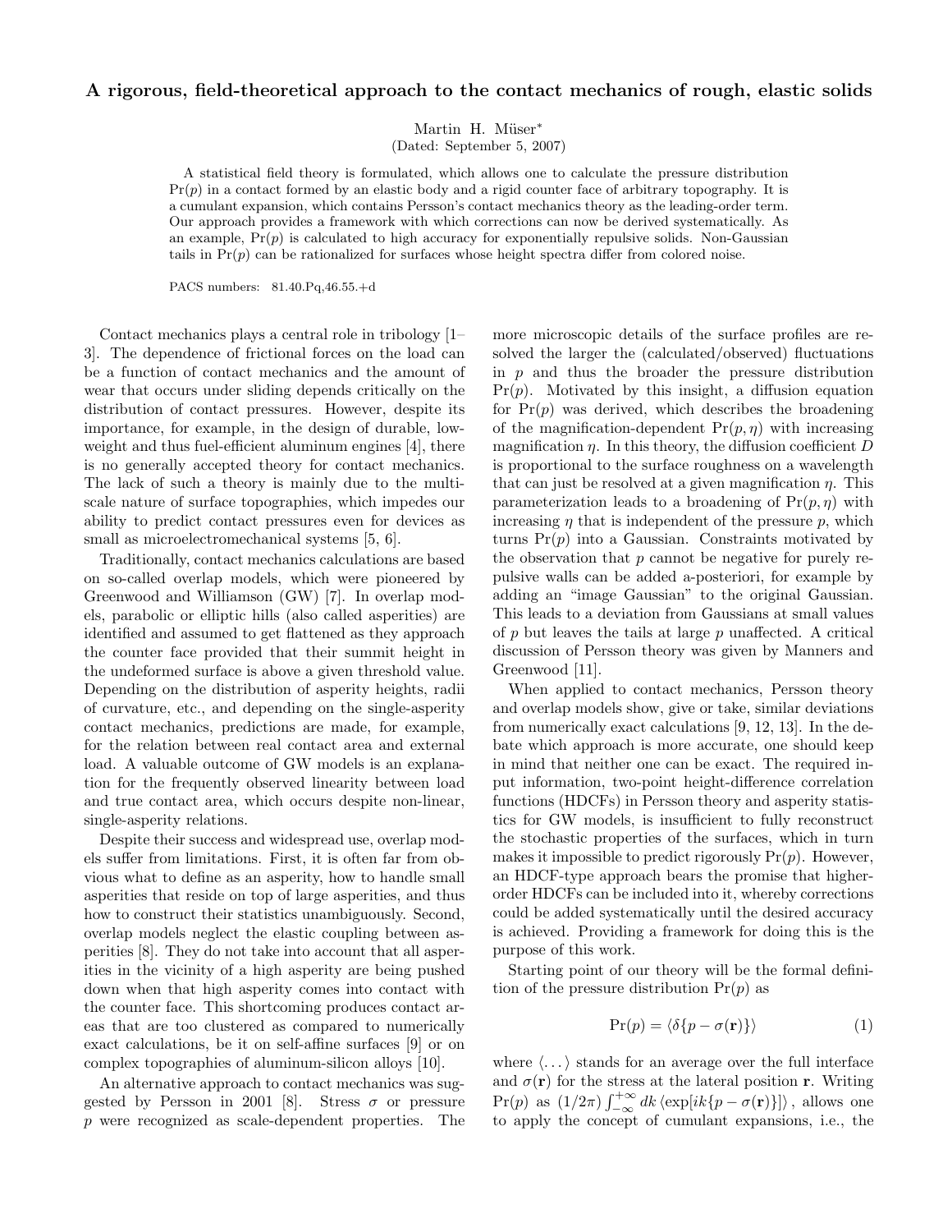# A rigorous, field-theoretical approach to the contact mechanics of rough, elastic solids

Martin H. Müser*

(Dated: September 5, 2007)

A statistical field theory is formulated, which allows one to calculate the pressure distribution $\Pr(p)$ in a contact formed by an elastic body and a rigid counter face of arbitrary topography. It is a cumulant expansion, which contains Persson's contact mechanics theory as the leading-order term. Our approach provides a framework with which corrections can now be derived systematically. As an example, $\Pr(p)$ is calculated to high accuracy for exponentially repulsive solids. Non-Gaussian tails in $\Pr(p)$ can be rationalized for surfaces whose height spectra differ from colored noise.

PACS numbers: 81.40.Pq,46.55.+d

Contact mechanics plays a central role in tribology [1–3]. The dependence of frictional forces on the load can be a function of contact mechanics and the amount of wear that occurs under sliding depends critically on the distribution of contact pressures. However, despite its importance, for example, in the design of durable, low-weight and thus fuel-efficient aluminum engines [4], there is no generally accepted theory for contact mechanics. The lack of such a theory is mainly due to the multi-scale nature of surface topographies, which impedes our ability to predict contact pressures even for devices as small as microelectromechanical systems [5, 6].

Traditionally, contact mechanics calculations are based on so-called overlap models, which were pioneered by Greenwood and Williamson (GW) [7]. In overlap models, parabolic or elliptic hills (also called asperities) are identified and assumed to get flattened as they approach the counter face provided that their summit height in the undeformed surface is above a given threshold value. Depending on the distribution of asperity heights, radii of curvature, etc., and depending on the single-asperity contact mechanics, predictions are made, for example, for the relation between real contact area and external load. A valuable outcome of GW models is an explanation for the frequently observed linearity between load and true contact area, which occurs despite non-linear, single-asperity relations.

Despite their success and widespread use, overlap models suffer from limitations. First, it is often far from obvious what to define as an asperity, how to handle small asperities that reside on top of large asperities, and thus how to construct their statistics unambiguously. Second, overlap models neglect the elastic coupling between asperities [8]. They do not take into account that all asperities in the vicinity of a high asperity are being pushed down when that high asperity comes into contact with the counter face. This shortcoming produces contact areas that are too clustered as compared to numerically exact calculations, be it on self-affine surfaces [9] or on complex topographies of aluminum-silicon alloys [10].

An alternative approach to contact mechanics was suggested by Persson in 2001 [8]. Stress $\sigma$ or pressure $p$ were recognized as scale-dependent properties. The more microscopic details of the surface profiles are resolved the larger the (calculated/observed) fluctuations in $p$ and thus the broader the pressure distribution $\Pr(p)$. Motivated by this insight, a diffusion equation for $\Pr(p)$ was derived, which describes the broadening of the magnification-dependent $\Pr(p, \eta)$ with increasing magnification $\eta$. In this theory, the diffusion coefficient $D$ is proportional to the surface roughness on a wavelength that can just be resolved at a given magnification $\eta$. This parameterization leads to a broadening of $\Pr(p, \eta)$ with increasing $\eta$ that is independent of the pressure $p$, which turns $\Pr(p)$ into a Gaussian. Constraints motivated by the observation that $p$ cannot be negative for purely repulsive walls can be added a-posteriori, for example by adding an "image Gaussian" to the original Gaussian. This leads to a deviation from Gaussians at small values of $p$ but leaves the tails at large $p$ unaffected. A critical discussion of Persson theory was given by Manners and Greenwood [11].

When applied to contact mechanics, Persson theory and overlap models show, give or take, similar deviations from numerically exact calculations [9, 12, 13]. In the debate which approach is more accurate, one should keep in mind that neither one can be exact. The required input information, two-point height-difference correlation functions (HDCFs) in Persson theory and asperity statistics for GW models, is insufficient to fully reconstruct the stochastic properties of the surfaces, which in turn makes it impossible to predict rigorously $\Pr(p)$. However, an HDCF-type approach bears the promise that higher-order HDCFs can be included into it, whereby corrections could be added systematically until the desired accuracy is achieved. Providing a framework for doing this is the purpose of this work.

Starting point of our theory will be the formal definition of the pressure distribution $\Pr(p)$ as

$$\Pr(p) = \langle \delta\{p - \sigma(\mathbf{r})\} \rangle \tag{1}$$

where $\langle \ldots \rangle$ stands for an average over the full interface and $\sigma(\mathbf{r})$ for the stress at the lateral position $\mathbf{r}$. Writing $\Pr(p)$ as $(1/2\pi) \int_{-\infty}^{+\infty} dk \, \langle \exp[ik\{p - \sigma(\mathbf{r})\}] \rangle$, allows one to apply the concept of cumulant expansions, i.e., the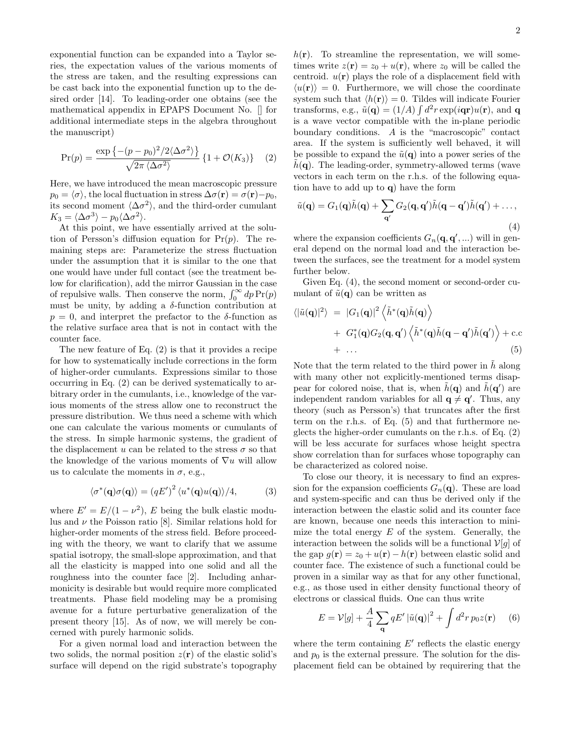exponential function can be expanded into a Taylor series, the expectation values of the various moments of the stress are taken, and the resulting expressions can be cast back into the exponential function up to the desired order [14]. To leading-order one obtains (see the mathematical appendix in EPAPS Document No. [] for additional intermediate steps in the algebra throughout the manuscript)

$$\Pr(p) = \frac{\exp\left\{-(p-p_0)^2/2\langle\Delta\sigma^2\rangle\right\}}{\sqrt{2\pi\,\langle\Delta\sigma^2\rangle}}\left\{1+\mathcal{O}(K_3)\right\} \quad (2)$$

Here, we have introduced the mean macroscopic pressure $p_0 = \langle\sigma\rangle$, the local fluctuation in stress $\Delta\sigma(\mathbf{r}) = \sigma(\mathbf{r}) - p_0$, its second moment $\langle\Delta\sigma^2\rangle$, and the third-order cumulant $K_3 = \langle\Delta\sigma^3\rangle - p_0\langle\Delta\sigma^2\rangle$.

At this point, we have essentially arrived at the solution of Persson's diffusion equation for $\Pr(p)$. The remaining steps are: Parameterize the stress fluctuation under the assumption that it is similar to the one that one would have under full contact (see the treatment below for clarification), add the mirror Gaussian in the case of repulsive walls. Then conserve the norm, $\int_0^\infty dp\,\Pr(p)$ must be unity, by adding a $\delta$-function contribution at $p = 0$, and interpret the prefactor to the $\delta$-function as the relative surface area that is not in contact with the counter face.

The new feature of Eq. (2) is that it provides a recipe for how to systematically include corrections in the form of higher-order cumulants. Expressions similar to those occurring in Eq. (2) can be derived systematically to arbitrary order in the cumulants, i.e., knowledge of the various moments of the stress allow one to reconstruct the pressure distribution. We thus need a scheme with which one can calculate the various moments or cumulants of the stress. In simple harmonic systems, the gradient of the displacement $u$ can be related to the stress $\sigma$ so that the knowledge of the various moments of $\nabla u$ will allow us to calculate the moments in $\sigma$, e.g.,

$$\langle\sigma^*(\mathbf{q})\sigma(\mathbf{q})\rangle = (qE')^2\,\langle u^*(\mathbf{q})u(\mathbf{q})\rangle/4, \quad (3)$$

where $E' = E/(1-\nu^2)$, $E$ being the bulk elastic modulus and $\nu$ the Poisson ratio [8]. Similar relations hold for higher-order moments of the stress field. Before proceeding with the theory, we want to clarify that we assume spatial isotropy, the small-slope approximation, and that all the elasticity is mapped into one solid and all the roughness into the counter face [2]. Including anharmonicity is desirable but would require more complicated treatments. Phase field modeling may be a promising avenue for a future perturbative generalization of the present theory [15]. As of now, we will merely be concerned with purely harmonic solids.

For a given normal load and interaction between the two solids, the normal position $z(\mathbf{r})$ of the elastic solid's surface will depend on the rigid substrate's topography $h(\mathbf{r})$. To streamline the representation, we will sometimes write $z(\mathbf{r}) = z_0 + u(\mathbf{r})$, where $z_0$ will be called the centroid. $u(\mathbf{r})$ plays the role of a displacement field with $\langle u(\mathbf{r})\rangle = 0$. Furthermore, we will chose the coordinate system such that $\langle h(\mathbf{r})\rangle = 0$. Tildes will indicate Fourier transforms, e.g., $\tilde{u}(\mathbf{q}) = (1/A)\int d^2r\,\exp(i\mathbf{q}\mathbf{r})u(\mathbf{r})$, and $\mathbf{q}$ is a wave vector compatible with the in-plane periodic boundary conditions. $A$ is the "macroscopic" contact area. If the system is sufficiently well behaved, it will be possible to expand the $\tilde{u}(\mathbf{q})$ into a power series of the $\tilde{h}(\mathbf{q})$. The leading-order, symmetry-allowed terms (wave vectors in each term on the r.h.s. of the following equation have to add up to $\mathbf{q}$) have the form

$$\tilde{u}(\mathbf{q}) = G_1(\mathbf{q})\tilde{h}(\mathbf{q}) + \sum_{\mathbf{q}'} G_2(\mathbf{q},\mathbf{q}')\tilde{h}(\mathbf{q}-\mathbf{q}')\tilde{h}(\mathbf{q}') + \ldots, \quad (4)$$

where the expansion coefficients $G_n(\mathbf{q},\mathbf{q}',...)$ will in general depend on the normal load and the interaction between the surfaces, see the treatment for a model system further below.

Given Eq. (4), the second moment or second-order cumulant of $\tilde{u}(\mathbf{q})$ can be written as

$$\begin{aligned}\langle|\tilde{u}(\mathbf{q})|^2\rangle &= |G_1(\mathbf{q})|^2\left\langle\tilde{h}^*(\mathbf{q})\tilde{h}(\mathbf{q})\right\rangle \\ &+ G_1^*(\mathbf{q})G_2(\mathbf{q},\mathbf{q}')\left\langle\tilde{h}^*(\mathbf{q})\tilde{h}(\mathbf{q}-\mathbf{q}')\tilde{h}(\mathbf{q}')\right\rangle + \text{c.c} \\ &+ \ldots \end{aligned} \quad (5)$$

Note that the term related to the third power in $\tilde{h}$ along with many other not explicitly-mentioned terms disappear for colored noise, that is, when $\tilde{h}(\mathbf{q})$ and $\tilde{h}(\mathbf{q}')$ are independent random variables for all $\mathbf{q} \neq \mathbf{q}'$. Thus, any theory (such as Persson's) that truncates after the first term on the r.h.s. of Eq. (5) and that furthermore neglects the higher-order cumulants on the r.h.s. of Eq. (2) will be less accurate for surfaces whose height spectra show correlation than for surfaces whose topography can be characterized as colored noise.

To close our theory, it is necessary to find an expression for the expansion coefficients $G_n(\mathbf{q})$. These are load and system-specific and can thus be derived only if the interaction between the elastic solid and its counter face are known, because one needs this interaction to minimize the total energy $E$ of the system. Generally, the interaction between the solids will be a functional $\mathcal{V}[g]$ of the gap $g(\mathbf{r}) = z_0 + u(\mathbf{r}) - h(\mathbf{r})$ between elastic solid and counter face. The existence of such a functional could be proven in a similar way as that for any other functional, e.g., as those used in either density functional theory of electrons or classical fluids. One can thus write

$$E = \mathcal{V}[g] + \frac{A}{4}\sum_{\mathbf{q}} qE'\,|\tilde{u}(\mathbf{q})|^2 + \int d^2r\,p_0 z(\mathbf{r}) \quad (6)$$

where the term containing $E'$ reflects the elastic energy and $p_0$ is the external pressure. The solution for the displacement field can be obtained by requirering that the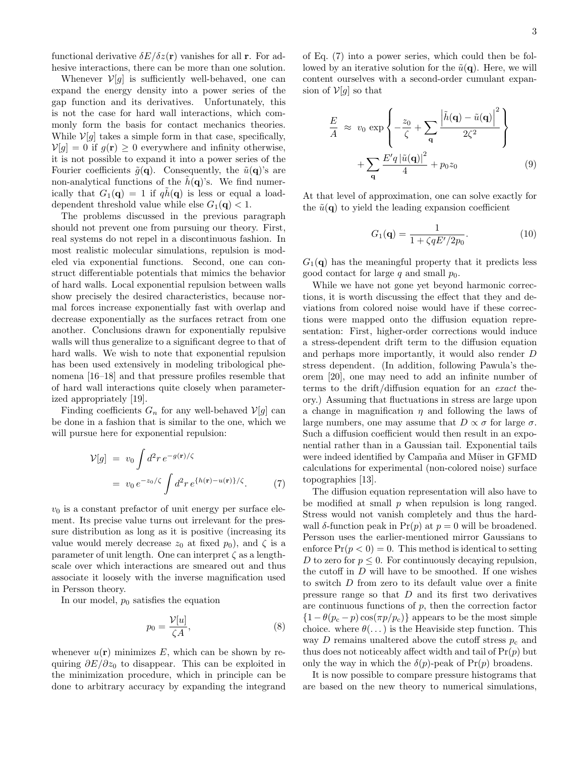functional derivative $\delta E/\delta z(\mathbf{r})$ vanishes for all $\mathbf{r}$. For adhesive interactions, there can be more than one solution.

Whenever $\mathcal{V}[g]$ is sufficiently well-behaved, one can expand the energy density into a power series of the gap function and its derivatives. Unfortunately, this is not the case for hard wall interactions, which commonly form the basis for contact mechanics theories. While $\mathcal{V}[g]$ takes a simple form in that case, specifically, $\mathcal{V}[g] = 0$ if $g(\mathbf{r}) \geq 0$ everywhere and infinity otherwise, it is not possible to expand it into a power series of the Fourier coefficients $\tilde{g}(\mathbf{q})$. Consequently, the $\tilde{u}(\mathbf{q})$'s are non-analytical functions of the $\tilde{h}(\mathbf{q})$'s. We find numerically that $G_1(\mathbf{q}) = 1$ if $q\tilde{h}(\mathbf{q})$ is less or equal a load-dependent threshold value while else $G_1(\mathbf{q}) < 1$.

The problems discussed in the previous paragraph should not prevent one from pursuing our theory. First, real systems do not repel in a discontinuous fashion. In most realistic molecular simulations, repulsion is modeled via exponential functions. Second, one can construct differentiable potentials that mimics the behavior of hard walls. Local exponential repulsion between walls show precisely the desired characteristics, because normal forces increase exponentially fast with overlap and decrease exponentially as the surfaces retract from one another. Conclusions drawn for exponentially repulsive walls will thus generalize to a significant degree to that of hard walls. We wish to note that exponential repulsion has been used extensively in modeling tribological phenomena [16–18] and that pressure profiles resemble that of hard wall interactions quite closely when parameterized appropriately [19].

Finding coefficients $G_n$ for any well-behaved $\mathcal{V}[g]$ can be done in a fashion that is similar to the one, which we will pursue here for exponential repulsion:

$$
\begin{aligned}
\mathcal{V}[g] &= v_0 \int d^2r \, e^{-g(\mathbf{r})/\zeta} \\
&= v_0 \, e^{-z_0/\zeta} \int d^2r \, e^{\{h(\mathbf{r})-u(\mathbf{r})\}/\zeta}. \qquad (7)
\end{aligned}
$$

$v_0$ is a constant prefactor of unit energy per surface element. Its precise value turns out irrelevant for the pressure distribution as long as it is positive (increasing its value would merely decrease $z_0$ at fixed $p_0$), and $\zeta$ is a parameter of unit length. One can interpret $\zeta$ as a length-scale over which interactions are smeared out and thus associate it loosely with the inverse magnification used in Persson theory.

In our model, $p_0$ satisfies the equation

$$
p_0 = \frac{\mathcal{V}[u]}{\zeta A}, \qquad (8)
$$

whenever $u(\mathbf{r})$ minimizes $E$, which can be shown by requiring $\partial E/\partial z_0$ to disappear. This can be exploited in the minimization procedure, which in principle can be done to arbitrary accuracy by expanding the integrand of Eq. (7) into a power series, which could then be followed by an iterative solution for the $\tilde{u}(\mathbf{q})$. Here, we will content ourselves with a second-order cumulant expansion of $\mathcal{V}[g]$ so that

$$
\begin{aligned}
\frac{E}{A} &\approx v_0 \, \exp\left\{ -\frac{z_0}{\zeta} + \sum_{\mathbf{q}} \frac{\left|\tilde{h}(\mathbf{q}) - \tilde{u}(\mathbf{q})\right|^2}{2\zeta^2} \right\} \\
&\quad + \sum_{\mathbf{q}} \frac{E' q \left|\tilde{u}(\mathbf{q})\right|^2}{4} + p_0 z_0 \qquad (9)
\end{aligned}
$$

At that level of approximation, one can solve exactly for the $\tilde{u}(\mathbf{q})$ to yield the leading expansion coefficient

$$
G_1(\mathbf{q}) = \frac{1}{1 + \zeta q E'/2p_0}. \qquad (10)
$$

$G_1(\mathbf{q})$ has the meaningful property that it predicts less good contact for large $q$ and small $p_0$.

While we have not gone yet beyond harmonic corrections, it is worth discussing the effect that they and deviations from colored noise would have if these corrections were mapped onto the diffusion equation representation: First, higher-order corrections would induce a stress-dependent drift term to the diffusion equation and perhaps more importantly, it would also render $D$ stress dependent. (In addition, following Pawula's theorem [20], one may need to add an infinite number of terms to the drift/diffusion equation for an *exact* theory.) Assuming that fluctuations in stress are large upon a change in magnification $\eta$ and following the laws of large numbers, one may assume that $D \propto \sigma$ for large $\sigma$. Such a diffusion coefficient would then result in an exponential rather than in a Gaussian tail. Exponential tails were indeed identified by Campañá and Müser in GFMD calculations for experimental (non-colored noise) surface topographies [13].

The diffusion equation representation will also have to be modified at small $p$ when repulsion is long ranged. Stress would not vanish completely and thus the hard-wall $\delta$-function peak in $\Pr(p)$ at $p = 0$ will be broadened. Persson uses the earlier-mentioned mirror Gaussians to enforce $\Pr(p < 0) = 0$. This method is identical to setting $D$ to zero for $p \leq 0$. For continuously decaying repulsion, the cutoff in $D$ will have to be smoothed. If one wishes to switch $D$ from zero to its default value over a finite pressure range so that $D$ and its first two derivatives are continuous functions of $p$, then the correction factor $\{1 - \theta(p_c - p)\cos(\pi p/p_c)\}$ appears to be the most simple choice. where $\theta(\dots)$ is the Heaviside step function. This way $D$ remains unaltered above the cutoff stress $p_c$ and thus does not noticeably affect width and tail of $\Pr(p)$ but only the way in which the $\delta(p)$-peak of $\Pr(p)$ broadens.

It is now possible to compare pressure histograms that are based on the new theory to numerical simulations,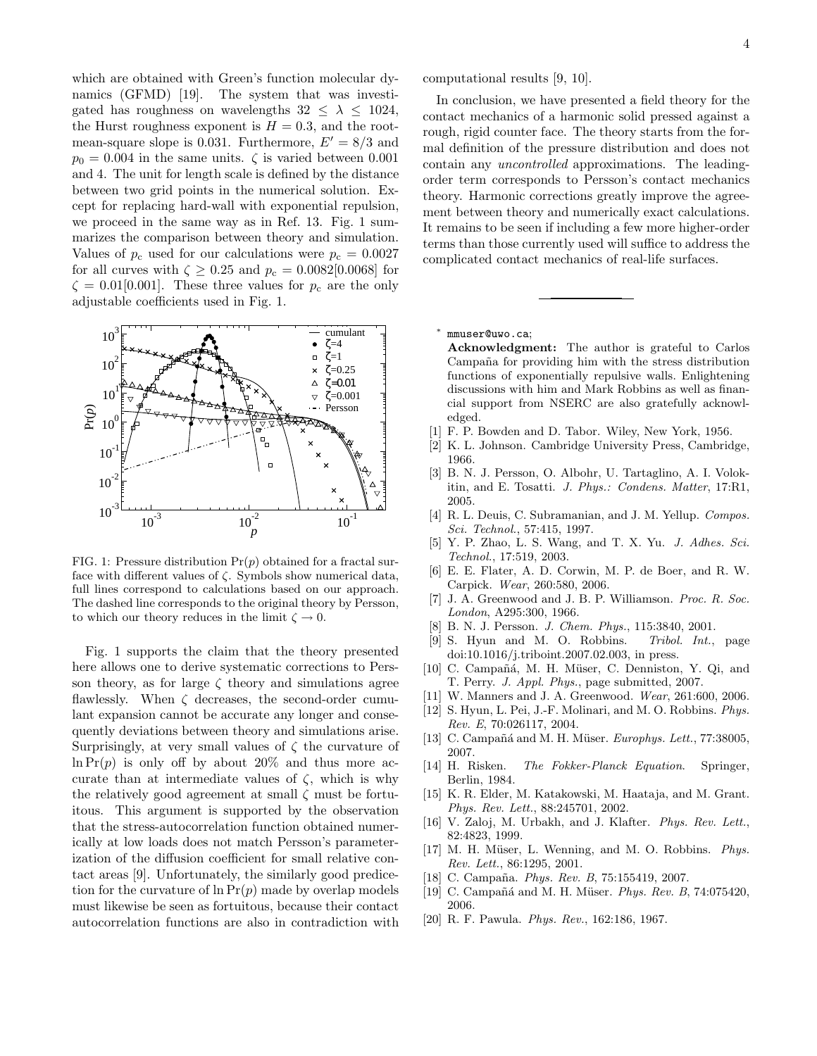which are obtained with Green's function molecular dynamics (GFMD) [19]. The system that was investigated has roughness on wavelengths $32 \le \lambda \le 1024$, the Hurst roughness exponent is $H = 0.3$, and the root-mean-square slope is 0.031. Furthermore, $E' = 8/3$ and $p_0 = 0.004$ in the same units. $\zeta$ is varied between 0.001 and 4. The unit for length scale is defined by the distance between two grid points in the numerical solution. Except for replacing hard-wall with exponential repulsion, we proceed in the same way as in Ref. 13. Fig. 1 summarizes the comparison between theory and simulation. Values of $p_c$ used for our calculations were $p_c = 0.0027$ for all curves with $\zeta \ge 0.25$ and $p_c = 0.0082[0.0068]$ for $\zeta = 0.01[0.001]$. These three values for $p_c$ are the only adjustable coefficients used in Fig. 1.

$10^3$
$10^2$
$10^1$
$10^0$
$10^{-1}$
$10^{-2}$
$10^{-3}$
Pr(p)
$10^{-3}$
$10^{-2}$
$10^{-1}$
p
cumulant
ζ=4
ζ=1
ζ=0.25
ζ=0.01
ζ=0.001
Persson

FIG. 1: Pressure distribution $\Pr(p)$ obtained for a fractal surface with different values of $\zeta$. Symbols show numerical data, full lines correspond to calculations based on our approach. The dashed line corresponds to the original theory by Persson, to which our theory reduces in the limit $\zeta \to 0$.

Fig. 1 supports the claim that the theory presented here allows one to derive systematic corrections to Persson theory, as for large $\zeta$ theory and simulations agree flawlessly. When $\zeta$ decreases, the second-order cumulant expansion cannot be accurate any longer and consequently deviations between theory and simulations arise. Surprisingly, at very small values of $\zeta$ the curvature of $\ln \Pr(p)$ is only off by about 20% and thus more accurate than at intermediate values of $\zeta$, which is why the relatively good agreement at small $\zeta$ must be fortuitous. This argument is supported by the observation that the stress-autocorrelation function obtained numerically at low loads does not match Persson's parameterization of the diffusion coefficient for small relative contact areas [9]. Unfortunately, the similarly good predicetion for the curvature of $\ln \Pr(p)$ made by overlap models must likewise be seen as fortuitous, because their contact autocorrelation functions are also in contradiction with computational results [9, 10].

In conclusion, we have presented a field theory for the contact mechanics of a harmonic solid pressed against a rough, rigid counter face. The theory starts from the formal definition of the pressure distribution and does not contain any *uncontrolled* approximations. The leading-order term corresponds to Persson's contact mechanics theory. Harmonic corrections greatly improve the agreement between theory and numerically exact calculations. It remains to be seen if including a few more higher-order terms than those currently used will suffice to address the complicated contact mechanics of real-life surfaces.

---

\* mmuser@uwo.ca;
**Acknowledgment:** The author is grateful to Carlos Campaña for providing him with the stress distribution functions of exponentially repulsive walls. Enlightening discussions with him and Mark Robbins as well as financial support from NSERC are also gratefully acknowledged.

[1] F. P. Bowden and D. Tabor. Wiley, New York, 1956.
[2] K. L. Johnson. Cambridge University Press, Cambridge, 1966.
[3] B. N. J. Persson, O. Albohr, U. Tartaglino, A. I. Volokitin, and E. Tosatti. *J. Phys.: Condens. Matter*, 17:R1, 2005.
[4] R. L. Deuis, C. Subramanian, and J. M. Yellup. *Compos. Sci. Technol.*, 57:415, 1997.
[5] Y. P. Zhao, L. S. Wang, and T. X. Yu. *J. Adhes. Sci. Technol.*, 17:519, 2003.
[6] E. E. Flater, A. D. Corwin, M. P. de Boer, and R. W. Carpick. *Wear*, 260:580, 2006.
[7] J. A. Greenwood and J. B. P. Williamson. *Proc. R. Soc. London*, A295:300, 1966.
[8] B. N. J. Persson. *J. Chem. Phys.*, 115:3840, 2001.
[9] S. Hyun and M. O. Robbins. *Tribol. Int.*, page doi:10.1016/j.triboint.2007.02.003, in press.
[10] C. Campañá, M. H. Müser, C. Denniston, Y. Qi, and T. Perry. *J. Appl. Phys.*, page submitted, 2007.
[11] W. Manners and J. A. Greenwood. *Wear*, 261:600, 2006.
[12] S. Hyun, L. Pei, J.-F. Molinari, and M. O. Robbins. *Phys. Rev. E*, 70:026117, 2004.
[13] C. Campañá and M. H. Müser. *Europhys. Lett.*, 77:38005, 2007.
[14] H. Risken. *The Fokker-Planck Equation*. Springer, Berlin, 1984.
[15] K. R. Elder, M. Katakowski, M. Haataja, and M. Grant. *Phys. Rev. Lett.*, 88:245701, 2002.
[16] V. Zaloj, M. Urbakh, and J. Klafter. *Phys. Rev. Lett.*, 82:4823, 1999.
[17] M. H. Müser, L. Wenning, and M. O. Robbins. *Phys. Rev. Lett.*, 86:1295, 2001.
[18] C. Campaña. *Phys. Rev. B*, 75:155419, 2007.
[19] C. Campañá and M. H. Müser. *Phys. Rev. B*, 74:075420, 2006.
[20] R. F. Pawula. *Phys. Rev.*, 162:186, 1967.